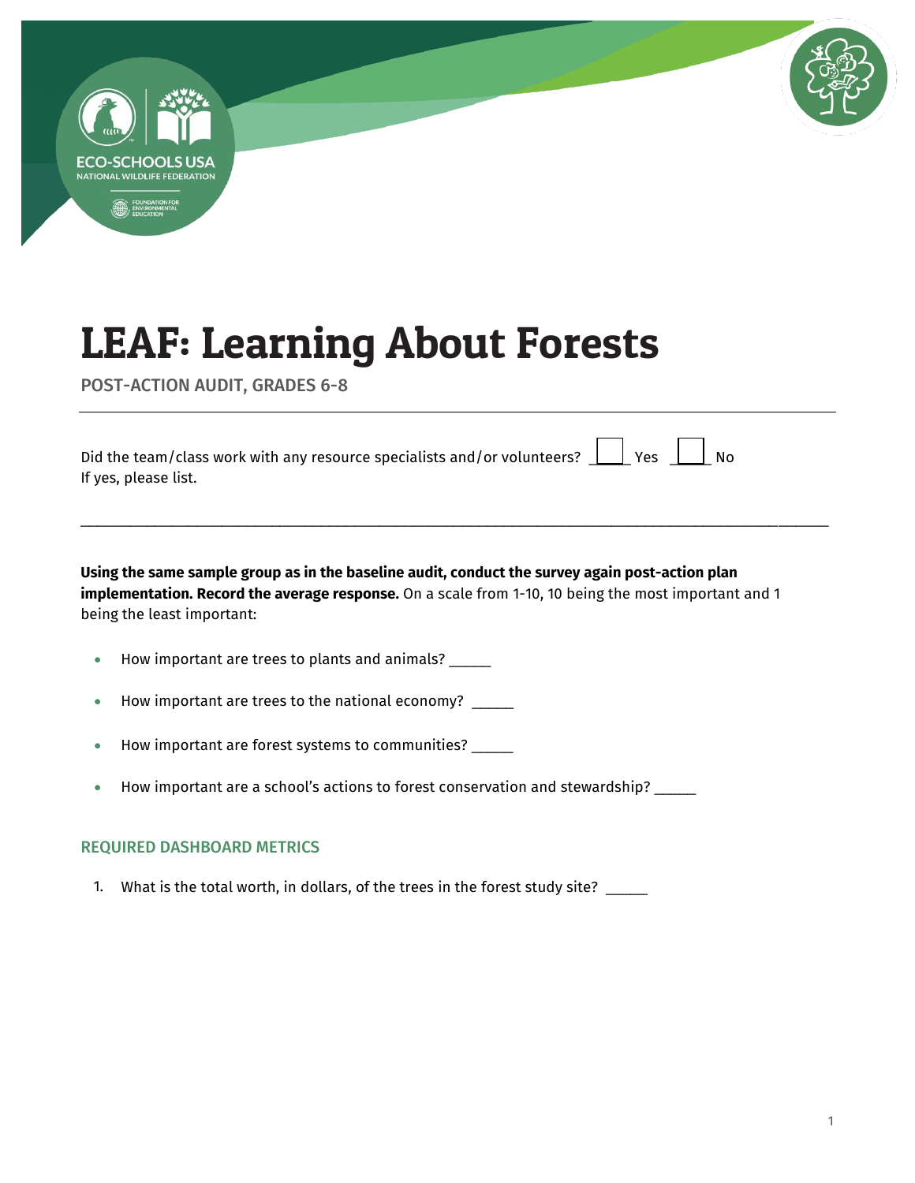# LEAF: Learning About Forests

POST-ACTION AUDIT, GRADES 6-8

---

Did the team/class work with any resource specialists and/or volunteers? ____ Yes ____ No
If yes, please list.

___________________________________________________________________________________________

**Using the same sample group as in the baseline audit, conduct the survey again post-action plan implementation. Record the average response.** On a scale from 1-10, 10 being the most important and 1 being the least important:

- How important are trees to plants and animals? _____
- How important are trees to the national economy? _____
- How important are forest systems to communities? _____
- How important are a school's actions to forest conservation and stewardship? _____

## REQUIRED DASHBOARD METRICS

1. What is the total worth, in dollars, of the trees in the forest study site? _____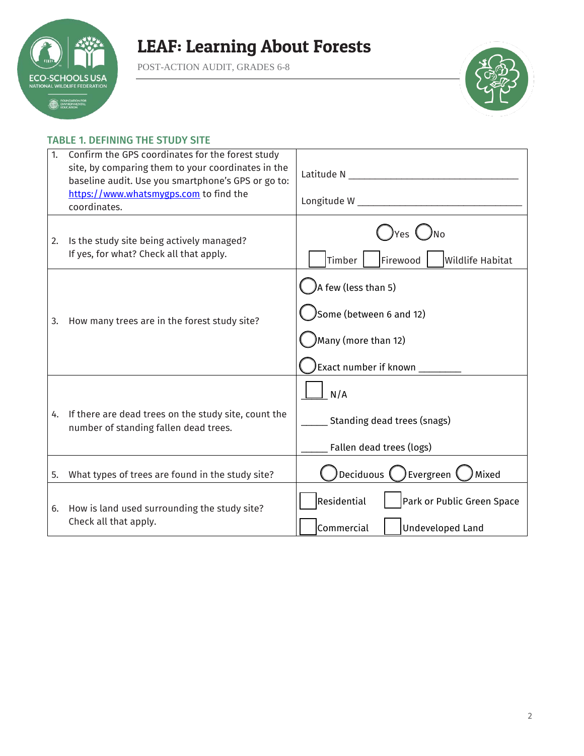# LEAF: Learning About Forests

POST-ACTION AUDIT, GRADES 6-8

### TABLE 1. DEFINING THE STUDY SITE

| | |
|---|---|
| 1. Confirm the GPS coordinates for the forest study site, by comparing them to your coordinates in the baseline audit. Use you smartphone's GPS or go to: https://www.whatsmygps.com to find the coordinates. | Latitude N ______________________________ Longitude W ______________________________ |
| 2. Is the study site being actively managed? If yes, for what? Check all that apply. | ◯ Yes ◯ No ☐ Timber ☐ Firewood ☐ Wildlife Habitat |
| 3. How many trees are in the forest study site? | ◯ A few (less than 5) ◯ Some (between 6 and 12) ◯ Many (more than 12) ◯ Exact number if known ________ |
| 4. If there are dead trees on the study site, count the number of standing fallen dead trees. | ☐ N/A _____ Standing dead trees (snags) _____ Fallen dead trees (logs) |
| 5. What types of trees are found in the study site? | ◯ Deciduous ◯ Evergreen ◯ Mixed |
| 6. How is land used surrounding the study site? Check all that apply. | ☐ Residential ☐ Park or Public Green Space ☐ Commercial ☐ Undeveloped Land |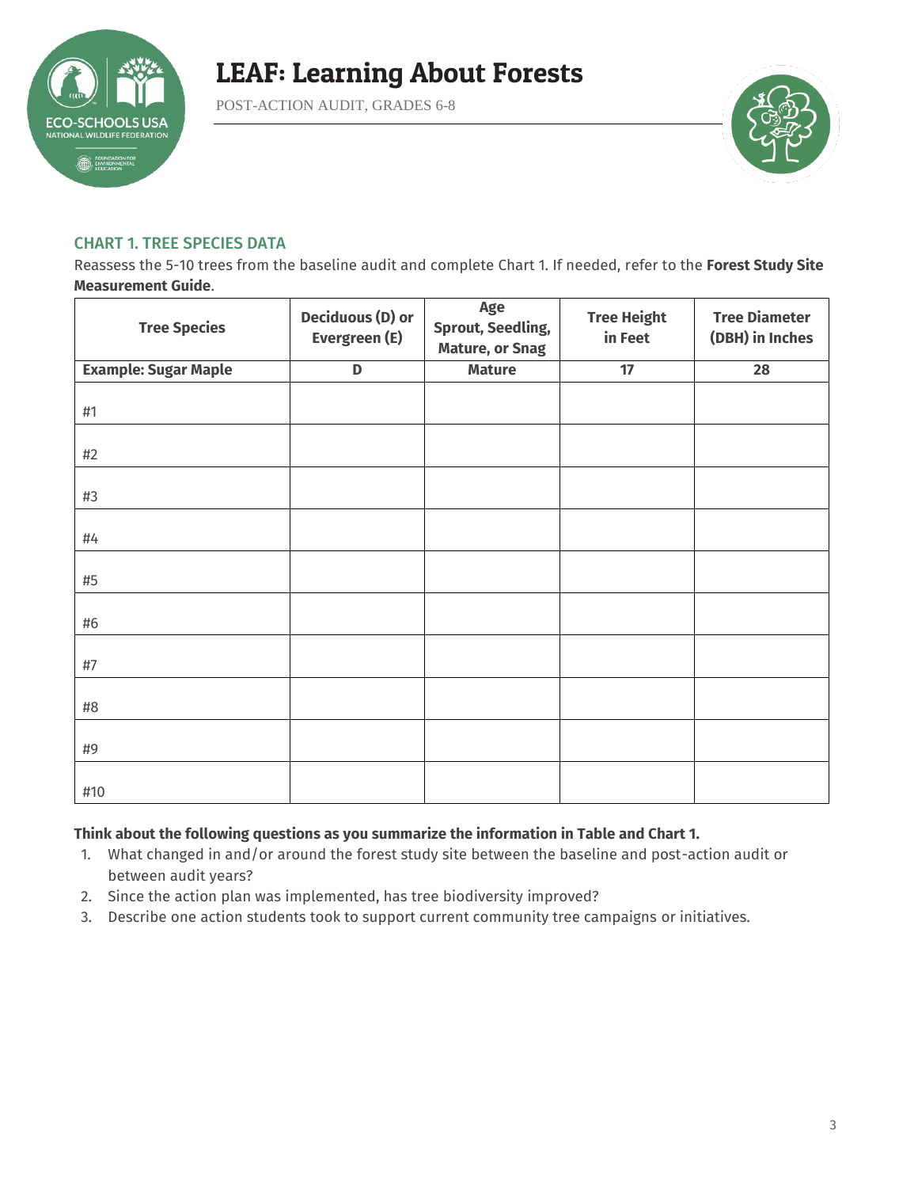# LEAF: Learning About Forests

POST-ACTION AUDIT, GRADES 6-8

## CHART 1. TREE SPECIES DATA

Reassess the 5-10 trees from the baseline audit and complete Chart 1. If needed, refer to the **Forest Study Site Measurement Guide**.

| Tree Species | Deciduous (D) or Evergreen (E) | Age Sprout, Seedling, Mature, or Snag | Tree Height in Feet | Tree Diameter (DBH) in Inches |
|---|---|---|---|---|
| **Example: Sugar Maple** | **D** | **Mature** | **17** | **28** |
| #1 | | | | |
| #2 | | | | |
| #3 | | | | |
| #4 | | | | |
| #5 | | | | |
| #6 | | | | |
| #7 | | | | |
| #8 | | | | |
| #9 | | | | |
| #10 | | | | |

**Think about the following questions as you summarize the information in Table and Chart 1.**

1. What changed in and/or around the forest study site between the baseline and post-action audit or between audit years?
2. Since the action plan was implemented, has tree biodiversity improved?
3. Describe one action students took to support current community tree campaigns or initiatives.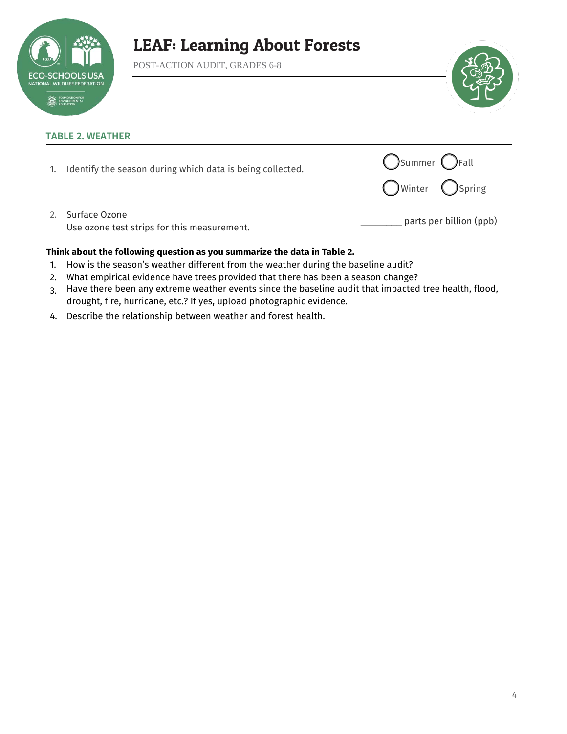# LEAF: Learning About Forests

POST-ACTION AUDIT, GRADES 6-8

## TABLE 2. WEATHER

| | |
|---|---|
| 1. Identify the season during which data is being collected. | ◯ Summer ◯ Fall<br>◯ Winter ◯ Spring |
| 2. Surface Ozone<br>Use ozone test strips for this measurement. | ________ parts per billion (ppb) |

**Think about the following question as you summarize the data in Table 2.**

1. How is the season's weather different from the weather during the baseline audit?
2. What empirical evidence have trees provided that there has been a season change?
3. Have there been any extreme weather events since the baseline audit that impacted tree health, flood, drought, fire, hurricane, etc.? If yes, upload photographic evidence.
4. Describe the relationship between weather and forest health.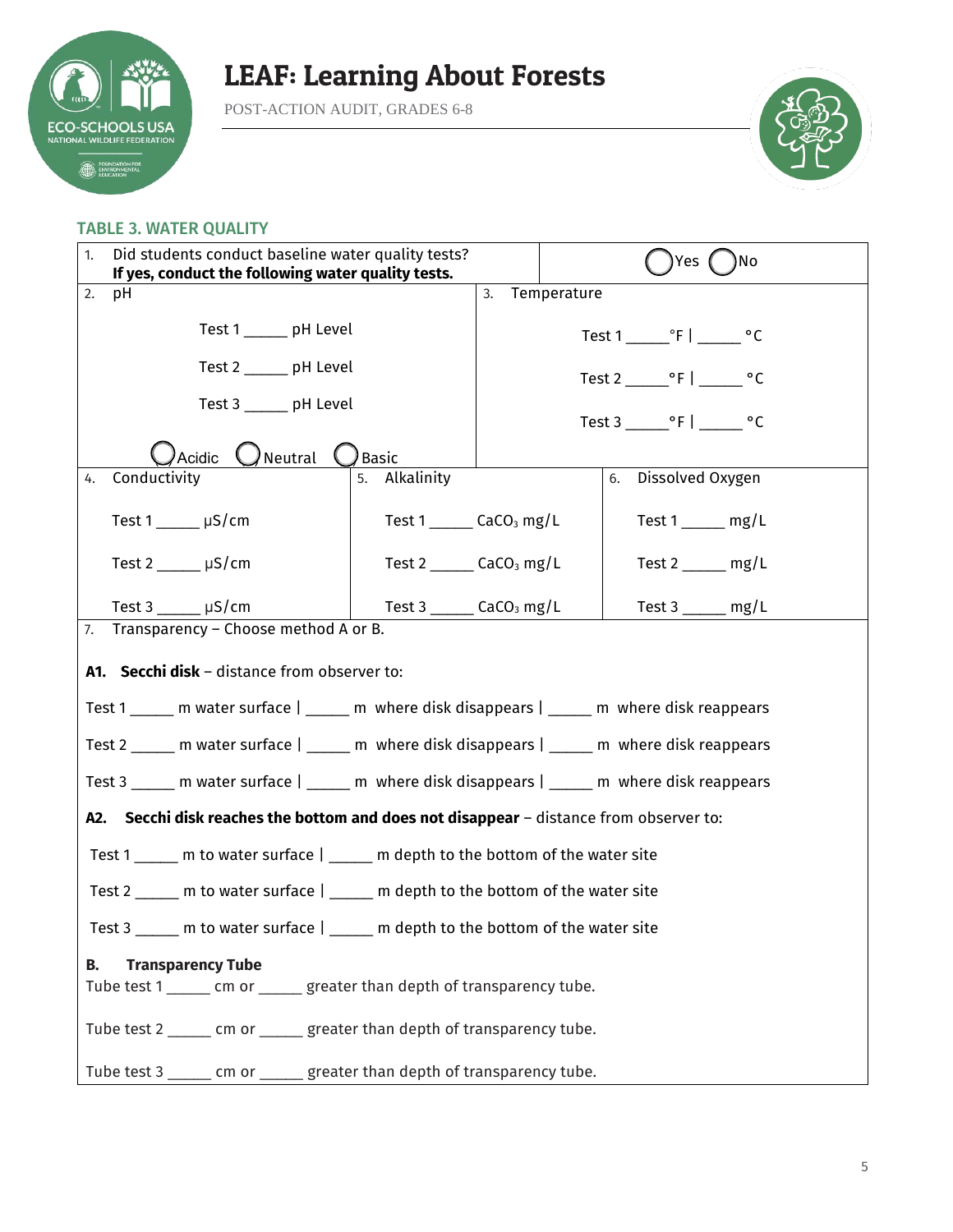# LEAF: Learning About Forests

POST-ACTION AUDIT, GRADES 6-8

## TABLE 3. WATER QUALITY

1. Did students conduct baseline water quality tests? **If yes, conduct the following water quality tests.** ◯ Yes ◯ No

2. pH

Test 1 _____ pH Level

Test 2 _____ pH Level

Test 3 _____ pH Level

◯ Acidic ◯ Neutral ◯ Basic

3. Temperature

Test 1 _____°F | _____ °C

Test 2 _____°F | _____ °C

Test 3 _____°F | _____ °C

4. Conductivity

Test 1 _____ μS/cm

Test 2 _____ μS/cm

Test 3 _____ μS/cm

5. Alkalinity

Test 1 _____ $CaCO_3$ mg/L

Test 2 _____ $CaCO_3$ mg/L

Test 3 _____ $CaCO_3$ mg/L

6. Dissolved Oxygen

Test 1 _____ mg/L

Test 2 _____ mg/L

Test 3 _____ mg/L

7. Transparency – Choose method A or B.

**A1. Secchi disk** – distance from observer to:

Test 1 _____ m water surface | _____ m where disk disappears | _____ m where disk reappears

Test 2 _____ m water surface | _____ m where disk disappears | _____ m where disk reappears

Test 3 _____ m water surface | _____ m where disk disappears | _____ m where disk reappears

**A2. Secchi disk reaches the bottom and does not disappear** – distance from observer to:

Test 1 _____ m to water surface | _____ m depth to the bottom of the water site

Test 2 _____ m to water surface | _____ m depth to the bottom of the water site

Test 3 _____ m to water surface | _____ m depth to the bottom of the water site

**B. Transparency Tube**

Tube test 1 _____ cm or _____ greater than depth of transparency tube.

Tube test 2 _____ cm or _____ greater than depth of transparency tube.

Tube test 3 _____ cm or _____ greater than depth of transparency tube.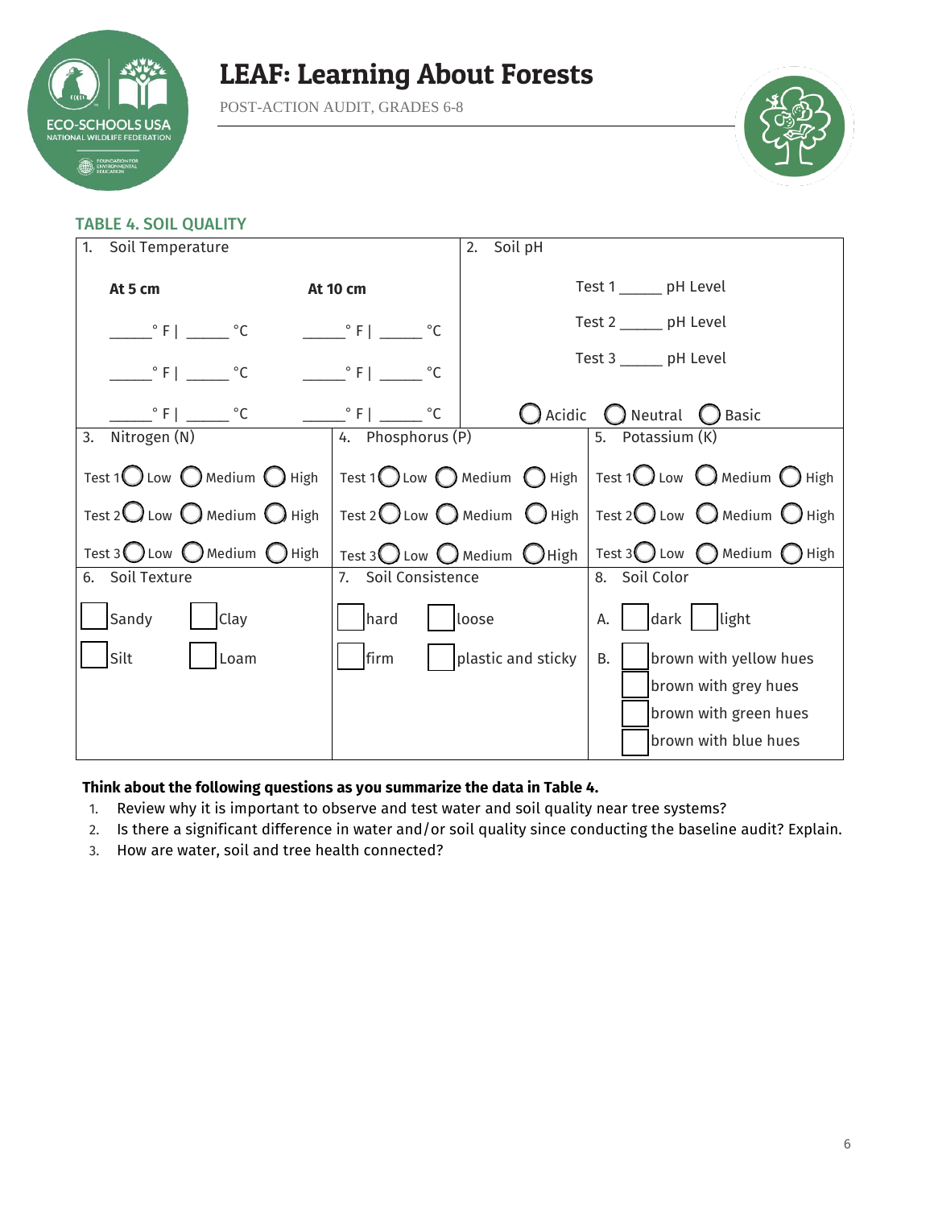# LEAF: Learning About Forests

POST-ACTION AUDIT, GRADES 6-8

### TABLE 4. SOIL QUALITY

| | | |
|---|---|---|
| 1. Soil Temperature<br><br>**At 5 cm**<br>_____ ° F \| _____ °C<br>_____ ° F \| _____ °C<br>_____ ° F \| _____ °C<br><br>**At 10 cm**<br>_____ ° F \| _____ °C<br>_____ ° F \| _____ °C<br>_____ ° F \| _____ °C | | 2. Soil pH<br><br>Test 1 _____ pH Level<br>Test 2 _____ pH Level<br>Test 3 _____ pH Level<br><br>◯ Acidic ◯ Neutral ◯ Basic |
| 3. Nitrogen (N)<br><br>Test 1 ◯ Low ◯ Medium ◯ High<br>Test 2 ◯ Low ◯ Medium ◯ High<br>Test 3 ◯ Low ◯ Medium ◯ High | 4. Phosphorus (P)<br><br>Test 1 ◯ Low ◯ Medium ◯ High<br>Test 2 ◯ Low ◯ Medium ◯ High<br>Test 3 ◯ Low ◯ Medium ◯ High | 5. Potassium (K)<br><br>Test 1 ◯ Low ◯ Medium ◯ High<br>Test 2 ◯ Low ◯ Medium ◯ High<br>Test 3 ◯ Low ◯ Medium ◯ High |
| 6. Soil Texture<br><br>☐ Sandy ☐ Clay<br>☐ Silt ☐ Loam | 7. Soil Consistence<br><br>☐ hard ☐ loose<br>☐ firm ☐ plastic and sticky | 8. Soil Color<br><br>A. ☐ dark ☐ light<br>B. ☐ brown with yellow hues<br>☐ brown with grey hues<br>☐ brown with green hues<br>☐ brown with blue hues |

**Think about the following questions as you summarize the data in Table 4.**

1. Review why it is important to observe and test water and soil quality near tree systems?
2. Is there a significant difference in water and/or soil quality since conducting the baseline audit? Explain.
3. How are water, soil and tree health connected?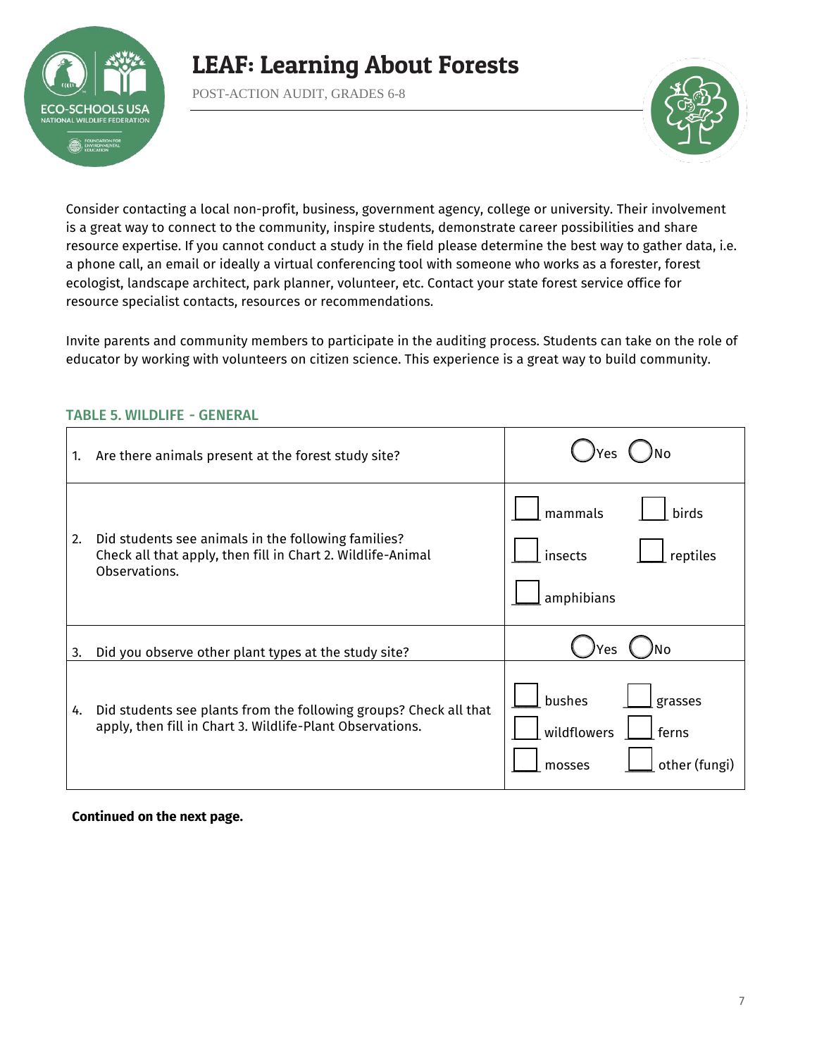Consider contacting a local non-profit, business, government agency, college or university. Their involvement is a great way to connect to the community, inspire students, demonstrate career possibilities and share resource expertise. If you cannot conduct a study in the field please determine the best way to gather data, i.e. a phone call, an email or ideally a virtual conferencing tool with someone who works as a forester, forest ecologist, landscape architect, park planner, volunteer, etc. Contact your state forest service office for resource specialist contacts, resources or recommendations.

Invite parents and community members to participate in the auditing process. Students can take on the role of educator by working with volunteers on citizen science. This experience is a great way to build community.

## TABLE 5. WILDLIFE - GENERAL

| | |
|---|---|
| 1. Are there animals present at the forest study site? | ◯ Yes ◯ No |
| 2. Did students see animals in the following families? Check all that apply, then fill in Chart 2. Wildlife-Animal Observations. | ☐ mammals ☐ birds ☐ insects ☐ reptiles ☐ amphibians |
| 3. Did you observe other plant types at the study site? | ◯ Yes ◯ No |
| 4. Did students see plants from the following groups? Check all that apply, then fill in Chart 3. Wildlife-Plant Observations. | ☐ bushes ☐ grasses ☐ wildflowers ☐ ferns ☐ mosses ☐ other (fungi) |

**Continued on the next page.**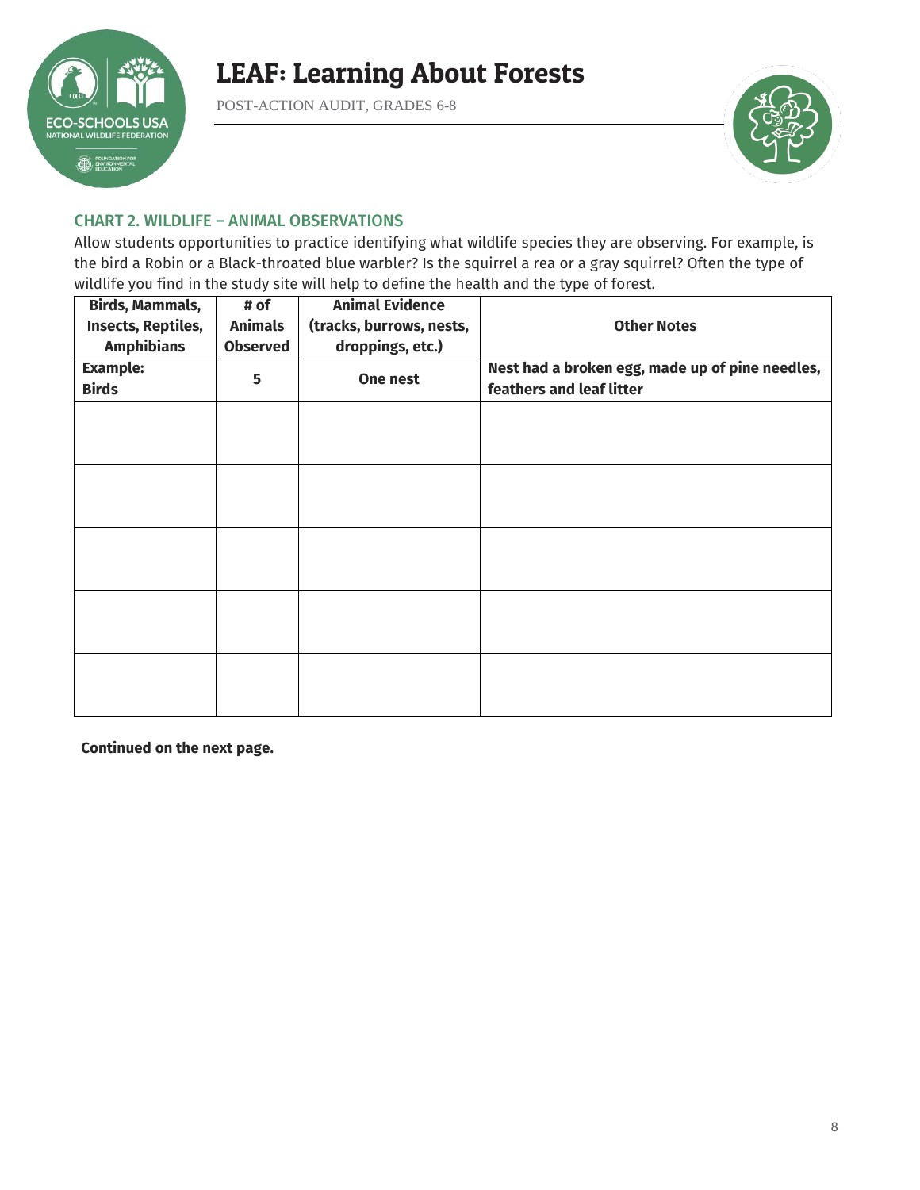# LEAF: Learning About Forests

POST-ACTION AUDIT, GRADES 6-8

## CHART 2. WILDLIFE – ANIMAL OBSERVATIONS

Allow students opportunities to practice identifying what wildlife species they are observing. For example, is the bird a Robin or a Black-throated blue warbler? Is the squirrel a rea or a gray squirrel? Often the type of wildlife you find in the study site will help to define the health and the type of forest.

| Birds, Mammals, Insects, Reptiles, Amphibians | # of Animals Observed | Animal Evidence (tracks, burrows, nests, droppings, etc.) | Other Notes |
|---|---|---|---|
| **Example: Birds** | **5** | **One nest** | **Nest had a broken egg, made up of pine needles, feathers and leaf litter** |
| | | | |
| | | | |
| | | | |
| | | | |
| | | | |

**Continued on the next page.**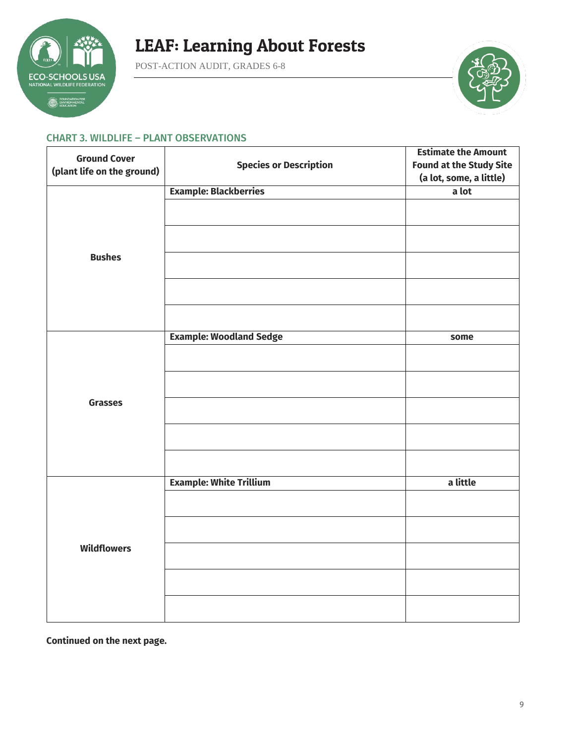## CHART 3. WILDLIFE – PLANT OBSERVATIONS

| Ground Cover (plant life on the ground) | Species or Description | Estimate the Amount Found at the Study Site (a lot, some, a little) |
|---|---|---|
| Bushes | **Example: Blackberries** | **a lot** |
| | | |
| | | |
| | | |
| | | |
| | | |
| Grasses | **Example: Woodland Sedge** | **some** |
| | | |
| | | |
| | | |
| | | |
| | | |
| Wildflowers | **Example: White Trillium** | **a little** |
| | | |
| | | |
| | | |
| | | |
| | | |

**Continued on the next page.**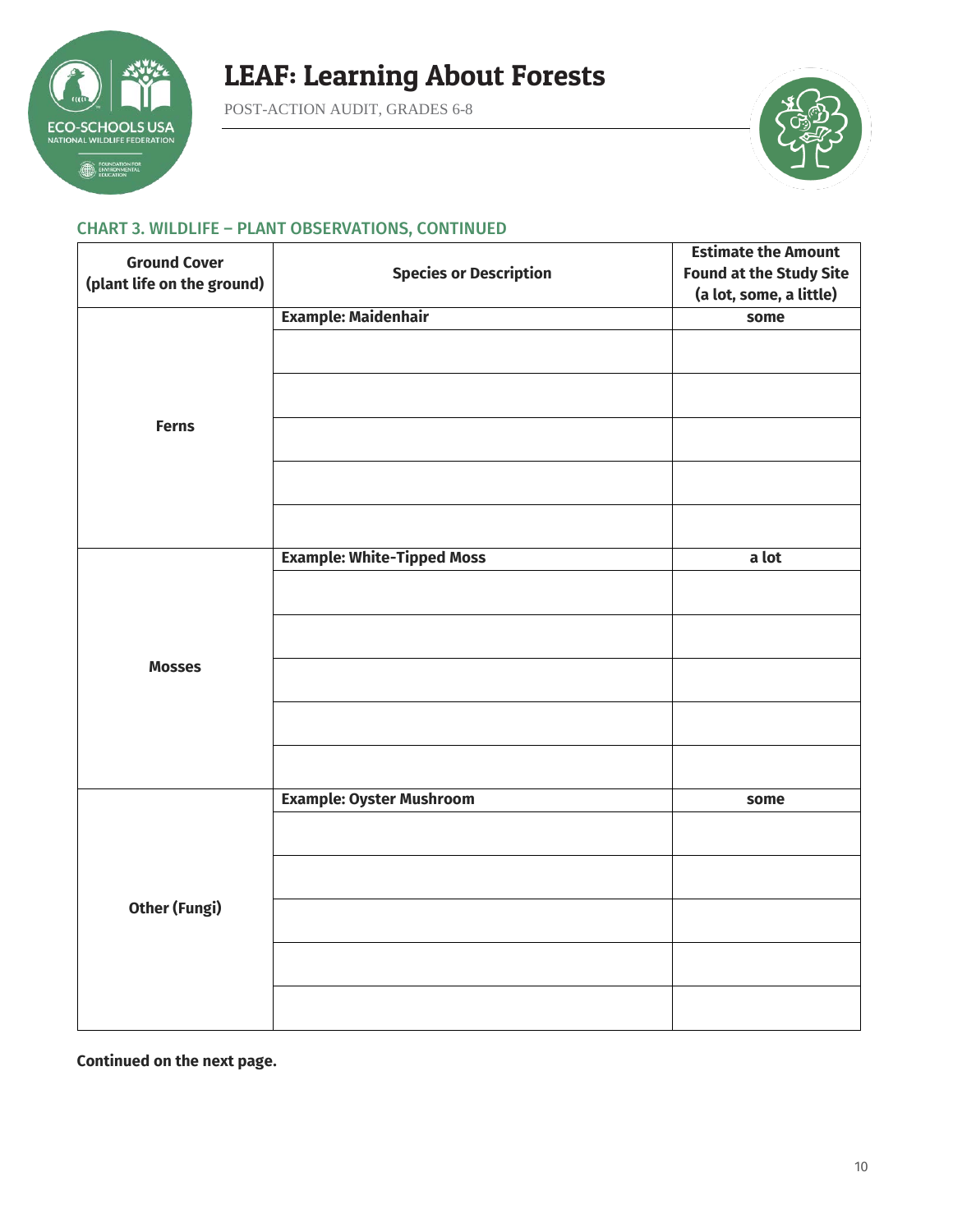# LEAF: Learning About Forests

POST-ACTION AUDIT, GRADES 6-8

## CHART 3. WILDLIFE – PLANT OBSERVATIONS, CONTINUED

| Ground Cover (plant life on the ground) | Species or Description | Estimate the Amount Found at the Study Site (a lot, some, a little) |
|---|---|---|
| **Ferns** | **Example: Maidenhair** | **some** |
| | | |
| | | |
| | | |
| | | |
| | | |
| **Mosses** | **Example: White-Tipped Moss** | **a lot** |
| | | |
| | | |
| | | |
| | | |
| | | |
| **Other (Fungi)** | **Example: Oyster Mushroom** | **some** |
| | | |
| | | |
| | | |
| | | |
| | | |

**Continued on the next page.**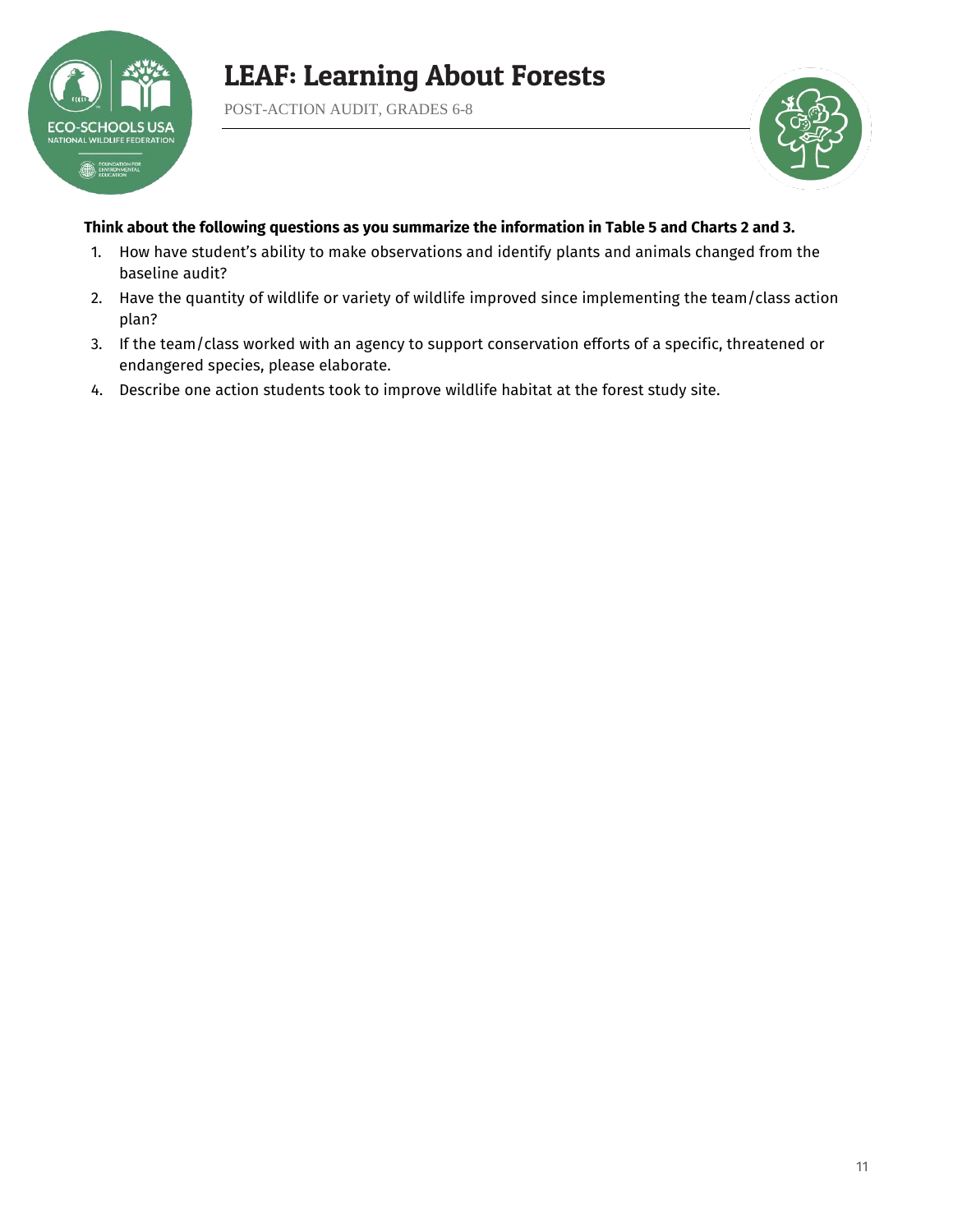**Think about the following questions as you summarize the information in Table 5 and Charts 2 and 3.**

1. How have student's ability to make observations and identify plants and animals changed from the baseline audit?
2. Have the quantity of wildlife or variety of wildlife improved since implementing the team/class action plan?
3. If the team/class worked with an agency to support conservation efforts of a specific, threatened or endangered species, please elaborate.
4. Describe one action students took to improve wildlife habitat at the forest study site.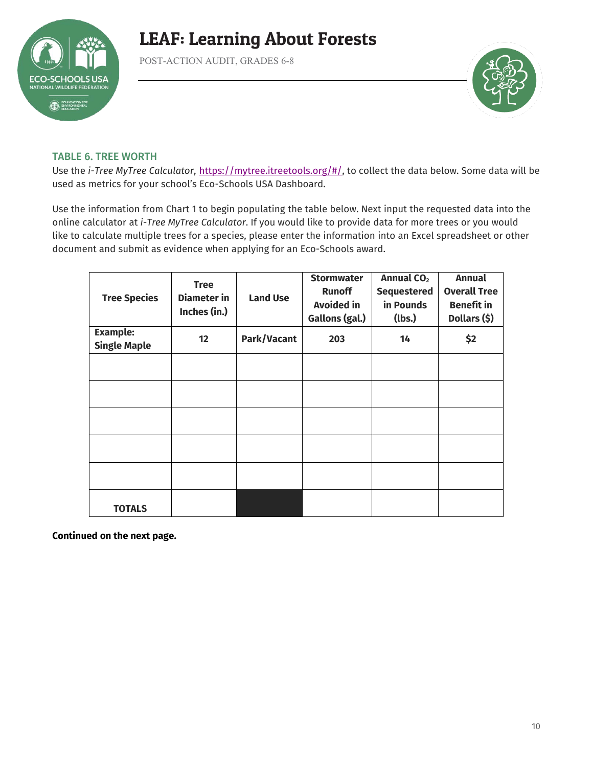## TABLE 6. TREE WORTH

Use the *i-Tree MyTree Calculator*, https://mytree.itreetools.org/#/, to collect the data below. Some data will be used as metrics for your school's Eco-Schools USA Dashboard.

Use the information from Chart 1 to begin populating the table below. Next input the requested data into the online calculator at *i-Tree MyTree Calculator*. If you would like to provide data for more trees or you would like to calculate multiple trees for a species, please enter the information into an Excel spreadsheet or other document and submit as evidence when applying for an Eco-Schools award.

| Tree Species | Tree Diameter in Inches (in.) | Land Use | Stormwater Runoff Avoided in Gallons (gal.) | Annual $CO_2$ Sequestered in Pounds (lbs.) | Annual Overall Tree Benefit in Dollars ($) |
|---|---|---|---|---|---|
| **Example: Single Maple** | **12** | **Park/Vacant** | **203** | **14** | **$2** |
| | | | | | |
| | | | | | |
| | | | | | |
| | | | | | |
| | | | | | |
| **TOTALS** | | | | | |

**Continued on the next page.**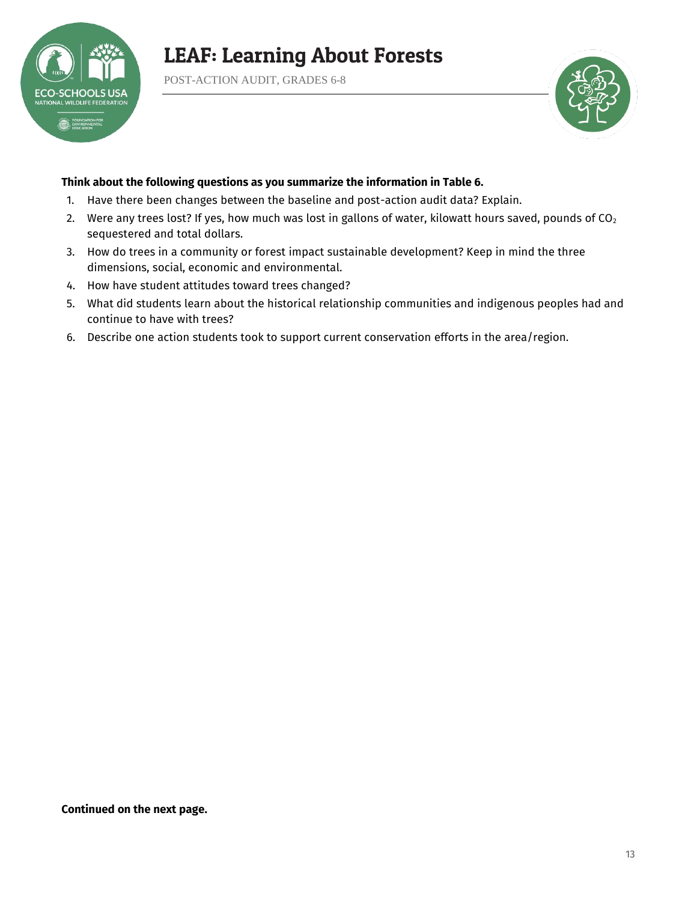**Think about the following questions as you summarize the information in Table 6.**

1. Have there been changes between the baseline and post-action audit data? Explain.
2. Were any trees lost? If yes, how much was lost in gallons of water, kilowatt hours saved, pounds of $CO_2$ sequestered and total dollars.
3. How do trees in a community or forest impact sustainable development? Keep in mind the three dimensions, social, economic and environmental.
4. How have student attitudes toward trees changed?
5. What did students learn about the historical relationship communities and indigenous peoples had and continue to have with trees?
6. Describe one action students took to support current conservation efforts in the area/region.

**Continued on the next page.**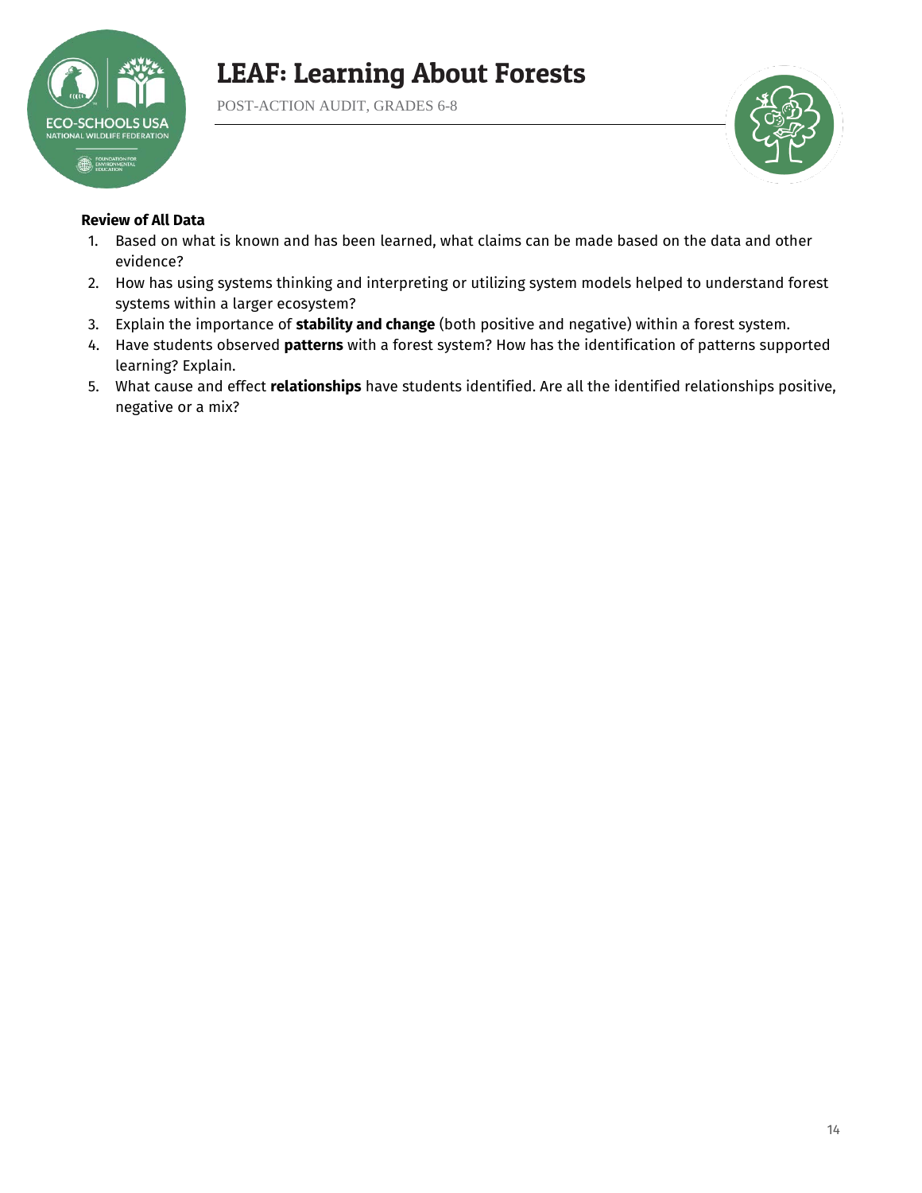**Review of All Data**

1. Based on what is known and has been learned, what claims can be made based on the data and other evidence?
2. How has using systems thinking and interpreting or utilizing system models helped to understand forest systems within a larger ecosystem?
3. Explain the importance of **stability and change** (both positive and negative) within a forest system.
4. Have students observed **patterns** with a forest system? How has the identification of patterns supported learning? Explain.
5. What cause and effect **relationships** have students identified. Are all the identified relationships positive, negative or a mix?